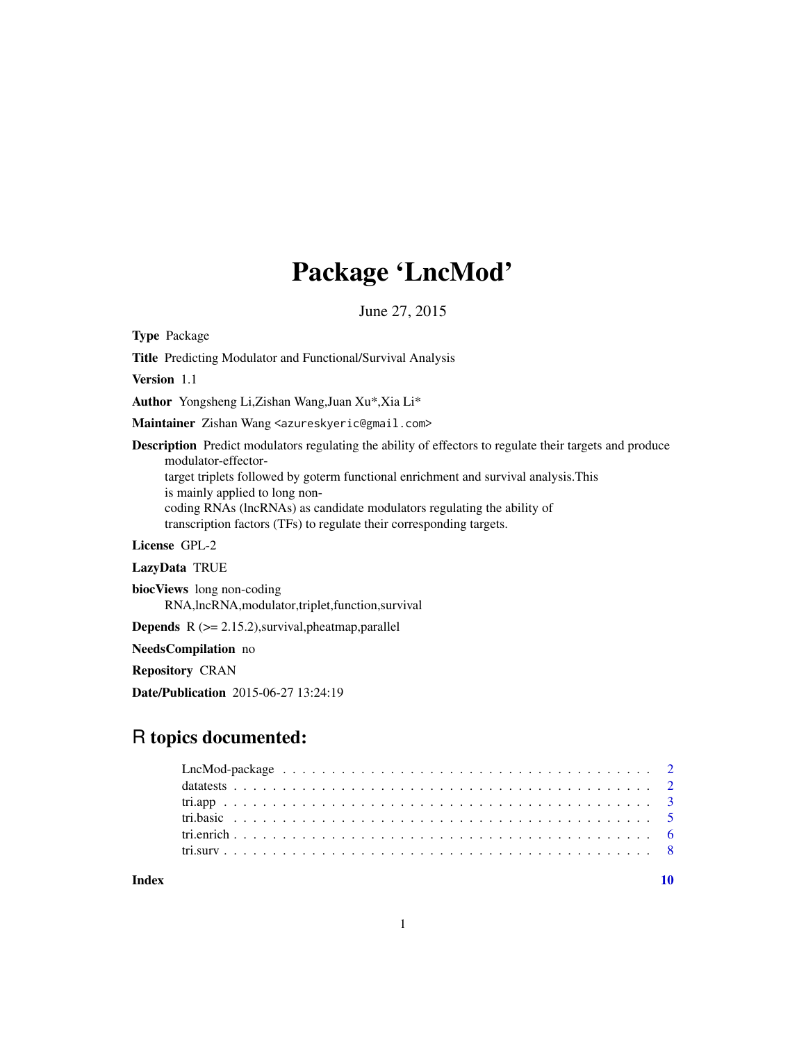# Package 'LncMod'

June 27, 2015

**Type** Package

**Title** Predicting Modulator and Functional/Survival Analysis

**Version** 1.1

**Author** Yongsheng Li,Zishan Wang,Juan Xu*,Xia Li*

**Maintainer** Zishan Wang <azureskyeric@gmail.com>

**Description** Predict modulators regulating the ability of effectors to regulate their targets and produce modulator-effector-target triplets followed by goterm functional enrichment and survival analysis.This is mainly applied to long non-coding RNAs (lncRNAs) as candidate modulators regulating the ability of transcription factors (TFs) to regulate their corresponding targets.

**License** GPL-2

**LazyData** TRUE

**biocViews** long non-coding RNA,lncRNA,modulator,triplet,function,survival

**Depends** R (>= 2.15.2),survival,pheatmap,parallel

**NeedsCompilation** no

**Repository** CRAN

**Date/Publication** 2015-06-27 13:24:19

## R topics documented:

- LncMod-package . . . . . . . . . . . . . . . . . . . . . . . . . . . . . . . . . . . . . . 2
- datatests . . . . . . . . . . . . . . . . . . . . . . . . . . . . . . . . . . . . . . . . . . 2
- tri.app . . . . . . . . . . . . . . . . . . . . . . . . . . . . . . . . . . . . . . . . . . . 3
- tri.basic . . . . . . . . . . . . . . . . . . . . . . . . . . . . . . . . . . . . . . . . . . 5
- tri.enrich . . . . . . . . . . . . . . . . . . . . . . . . . . . . . . . . . . . . . . . . . 6
- tri.surv . . . . . . . . . . . . . . . . . . . . . . . . . . . . . . . . . . . . . . . . . . 8

**Index** 10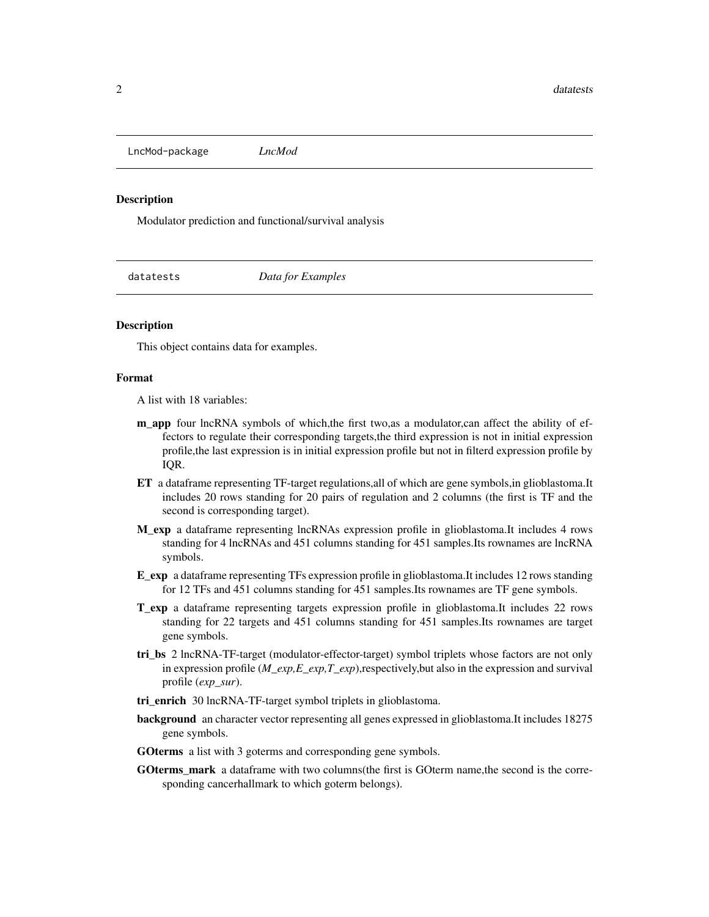LncMod-package *LncMod*

### Description

Modulator prediction and functional/survival analysis

datatests *Data for Examples*

### Description

This object contains data for examples.

### Format

A list with 18 variables:

- **m_app** four lncRNA symbols of which,the first two,as a modulator,can affect the ability of effectors to regulate their corresponding targets,the third expression is not in initial expression profile,the last expression is in initial expression profile but not in filterd expression profile by IQR.
- **ET** a dataframe representing TF-target regulations,all of which are gene symbols,in glioblastoma.It includes 20 rows standing for 20 pairs of regulation and 2 columns (the first is TF and the second is corresponding target).
- **M_exp** a dataframe representing lncRNAs expression profile in glioblastoma.It includes 4 rows standing for 4 lncRNAs and 451 columns standing for 451 samples.Its rownames are lncRNA symbols.
- **E_exp** a dataframe representing TFs expression profile in glioblastoma.It includes 12 rows standing for 12 TFs and 451 columns standing for 451 samples.Its rownames are TF gene symbols.
- **T_exp** a dataframe representing targets expression profile in glioblastoma.It includes 22 rows standing for 22 targets and 451 columns standing for 451 samples.Its rownames are target gene symbols.
- **tri_bs** 2 lncRNA-TF-target (modulator-effector-target) symbol triplets whose factors are not only in expression profile (*M_exp,E_exp,T_exp*),respectively,but also in the expression and survival profile (*exp_sur*).
- **tri_enrich** 30 lncRNA-TF-target symbol triplets in glioblastoma.
- **background** an character vector representing all genes expressed in glioblastoma.It includes 18275 gene symbols.
- **GOterms** a list with 3 goterms and corresponding gene symbols.
- **GOterms_mark** a dataframe with two columns(the first is GOterm name,the second is the corresponding cancerhallmark to which goterm belongs).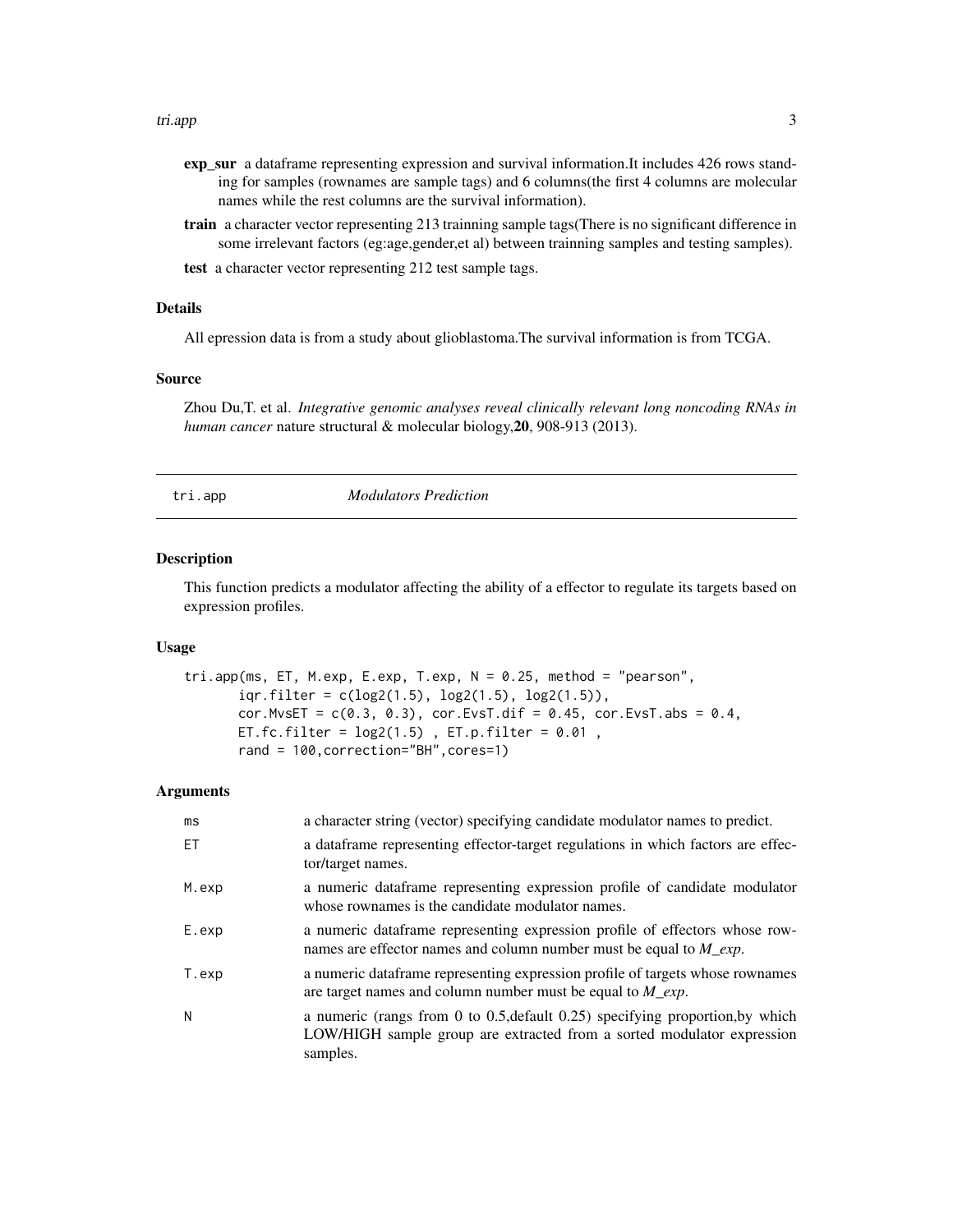**exp_sur** a dataframe representing expression and survival information.It includes 426 rows standing for samples (rownames are sample tags) and 6 columns(the first 4 columns are molecular names while the rest columns are the survival information).

**train** a character vector representing 213 trainning sample tags(There is no significant difference in some irrelevant factors (eg:age,gender,et al) between trainning samples and testing samples).

**test** a character vector representing 212 test sample tags.

## Details

All epression data is from a study about glioblastoma.The survival information is from TCGA.

## Source

Zhou Du,T. et al. *Integrative genomic analyses reveal clinically relevant long noncoding RNAs in human cancer* nature structural & molecular biology,**20**, 908-913 (2013).

---

# tri.app *Modulators Prediction*

---

## Description

This function predicts a modulator affecting the ability of a effector to regulate its targets based on expression profiles.

## Usage

```
tri.app(ms, ET, M.exp, E.exp, T.exp, N = 0.25, method = "pearson",
       iqr.filter = c(log2(1.5), log2(1.5), log2(1.5)),
       cor.MvsET = c(0.3, 0.3), cor.EvsT.dif = 0.45, cor.EvsT.abs = 0.4,
       ET.fc.filter = log2(1.5) , ET.p.filter = 0.01 ,
       rand = 100,correction="BH",cores=1)
```

## Arguments

| | |
|---|---|
| ms | a character string (vector) specifying candidate modulator names to predict. |
| ET | a dataframe representing effector-target regulations in which factors are effector/target names. |
| M.exp | a numeric dataframe representing expression profile of candidate modulator whose rownames is the candidate modulator names. |
| E.exp | a numeric dataframe representing expression profile of effectors whose rownames are effector names and column number must be equal to *M_exp*. |
| T.exp | a numeric dataframe representing expression profile of targets whose rownames are target names and column number must be equal to *M_exp*. |
| N | a numeric (rangs from 0 to 0.5,default 0.25) specifying proportion,by which LOW/HIGH sample group are extracted from a sorted modulator expression samples. |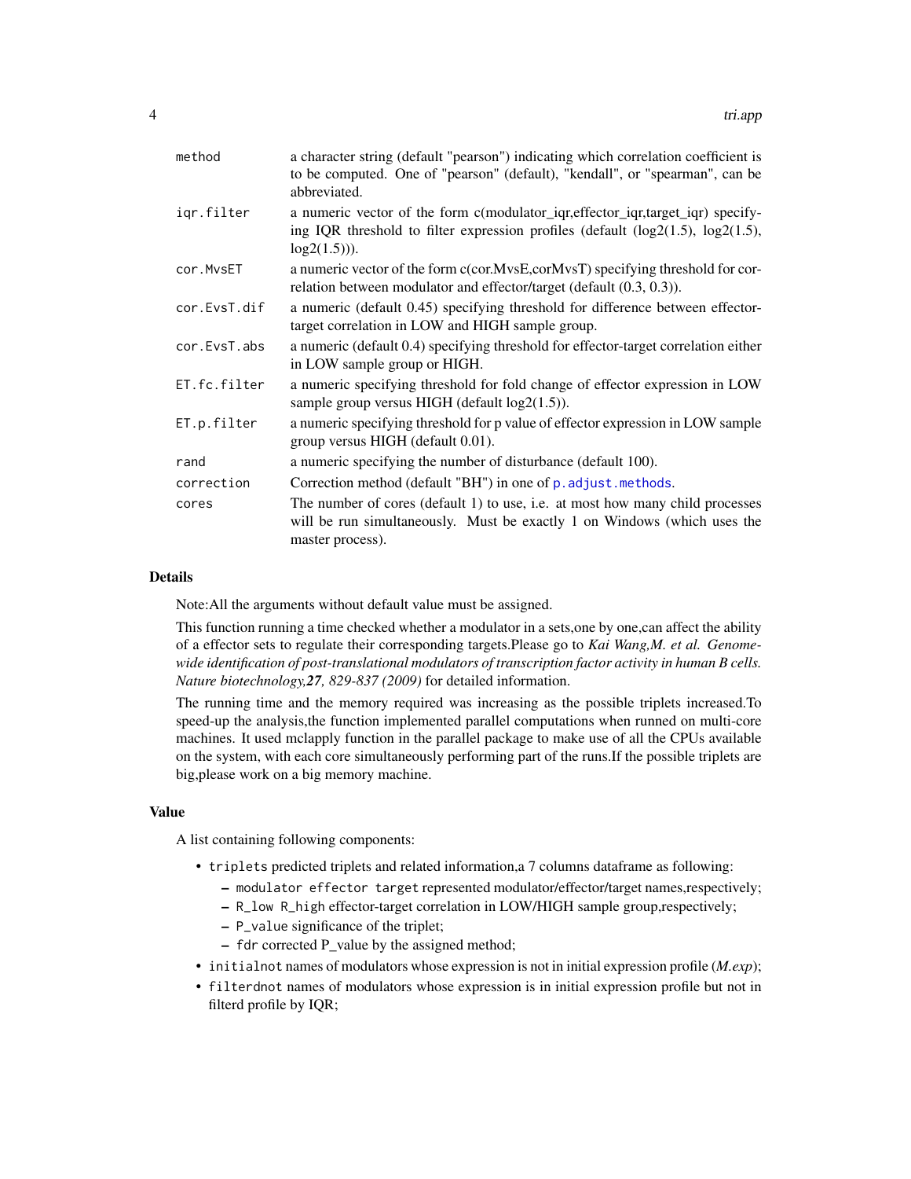| | |
|---|---|
| `method` | a character string (default "pearson") indicating which correlation coefficient is to be computed. One of "pearson" (default), "kendall", or "spearman", can be abbreviated. |
| `iqr.filter` | a numeric vector of the form c(modulator_iqr,effector_iqr,target_iqr) specifying IQR threshold to filter expression profiles (default (log2(1.5), log2(1.5), log2(1.5))). |
| `cor.MvsET` | a numeric vector of the form c(cor.MvsE,corMvsT) specifying threshold for correlation between modulator and effector/target (default (0.3, 0.3)). |
| `cor.EvsT.dif` | a numeric (default 0.45) specifying threshold for difference between effector-target correlation in LOW and HIGH sample group. |
| `cor.EvsT.abs` | a numeric (default 0.4) specifying threshold for effector-target correlation either in LOW sample group or HIGH. |
| `ET.fc.filter` | a numeric specifying threshold for fold change of effector expression in LOW sample group versus HIGH (default log2(1.5)). |
| `ET.p.filter` | a numeric specifying threshold for p value of effector expression in LOW sample group versus HIGH (default 0.01). |
| `rand` | a numeric specifying the number of disturbance (default 100). |
| `correction` | Correction method (default "BH") in one of `p.adjust.methods`. |
| `cores` | The number of cores (default 1) to use, i.e. at most how many child processes will be run simultaneously. Must be exactly 1 on Windows (which uses the master process). |

## Details

Note:All the arguments without default value must be assigned.

This function running a time checked whether a modulator in a sets,one by one,can affect the ability of a effector sets to regulate their corresponding targets.Please go to *Kai Wang,M. et al. Genome-wide identification of post-translational modulators of transcription factor activity in human B cells. Nature biotechnology,**27**, 829-837 (2009)* for detailed information.

The running time and the memory required was increasing as the possible triplets increased.To speed-up the analysis,the function implemented parallel computations when runned on multi-core machines. It used mclapply function in the parallel package to make use of all the CPUs available on the system, with each core simultaneously performing part of the runs.If the possible triplets are big,please work on a big memory machine.

## Value

A list containing following components:

- `triplets` predicted triplets and related information,a 7 columns dataframe as following:
  - `modulator effector target` represented modulator/effector/target names,respectively;
  - `R_low R_high` effector-target correlation in LOW/HIGH sample group,respectively;
  - `P_value` significance of the triplet;
  - `fdr` corrected P_value by the assigned method;
- `initialnot` names of modulators whose expression is not in initial expression profile (*M.exp*);
- `filterdnot` names of modulators whose expression is in initial expression profile but not in filterd profile by IQR;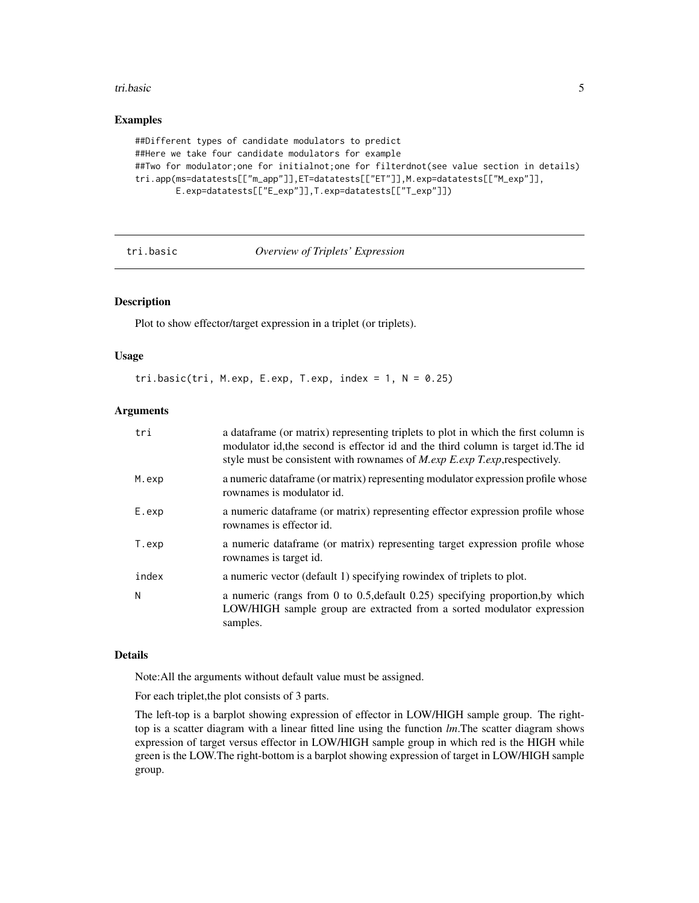## Examples

```
##Different types of candidate modulators to predict
##Here we take four candidate modulators for example
##Two for modulator;one for initialnot;one for filterdnot(see value section in details)
tri.app(ms=datatests[["m_app"]],ET=datatests[["ET"]],M.exp=datatests[["M_exp"]],
        E.exp=datatests[["E_exp"]],T.exp=datatests[["T_exp"]])
```

---

# tri.basic *Overview of Triplets' Expression*

---

## Description

Plot to show effector/target expression in a triplet (or triplets).

## Usage

```
tri.basic(tri, M.exp, E.exp, T.exp, index = 1, N = 0.25)
```

## Arguments

| | |
|---|---|
| tri | a dataframe (or matrix) representing triplets to plot in which the first column is modulator id,the second is effector id and the third column is target id.The id style must be consistent with rownames of *M.exp E.exp T.exp*,respectively. |
| M.exp | a numeric dataframe (or matrix) representing modulator expression profile whose rownames is modulator id. |
| E.exp | a numeric dataframe (or matrix) representing effector expression profile whose rownames is effector id. |
| T.exp | a numeric dataframe (or matrix) representing target expression profile whose rownames is target id. |
| index | a numeric vector (default 1) specifying rowindex of triplets to plot. |
| N | a numeric (rangs from 0 to 0.5,default 0.25) specifying proportion,by which LOW/HIGH sample group are extracted from a sorted modulator expression samples. |

## Details

Note:All the arguments without default value must be assigned.

For each triplet,the plot consists of 3 parts.

The left-top is a barplot showing expression of effector in LOW/HIGH sample group. The right-top is a scatter diagram with a linear fitted line using the function *lm*.The scatter diagram shows expression of target versus effector in LOW/HIGH sample group in which red is the HIGH while green is the LOW.The right-bottom is a barplot showing expression of target in LOW/HIGH sample group.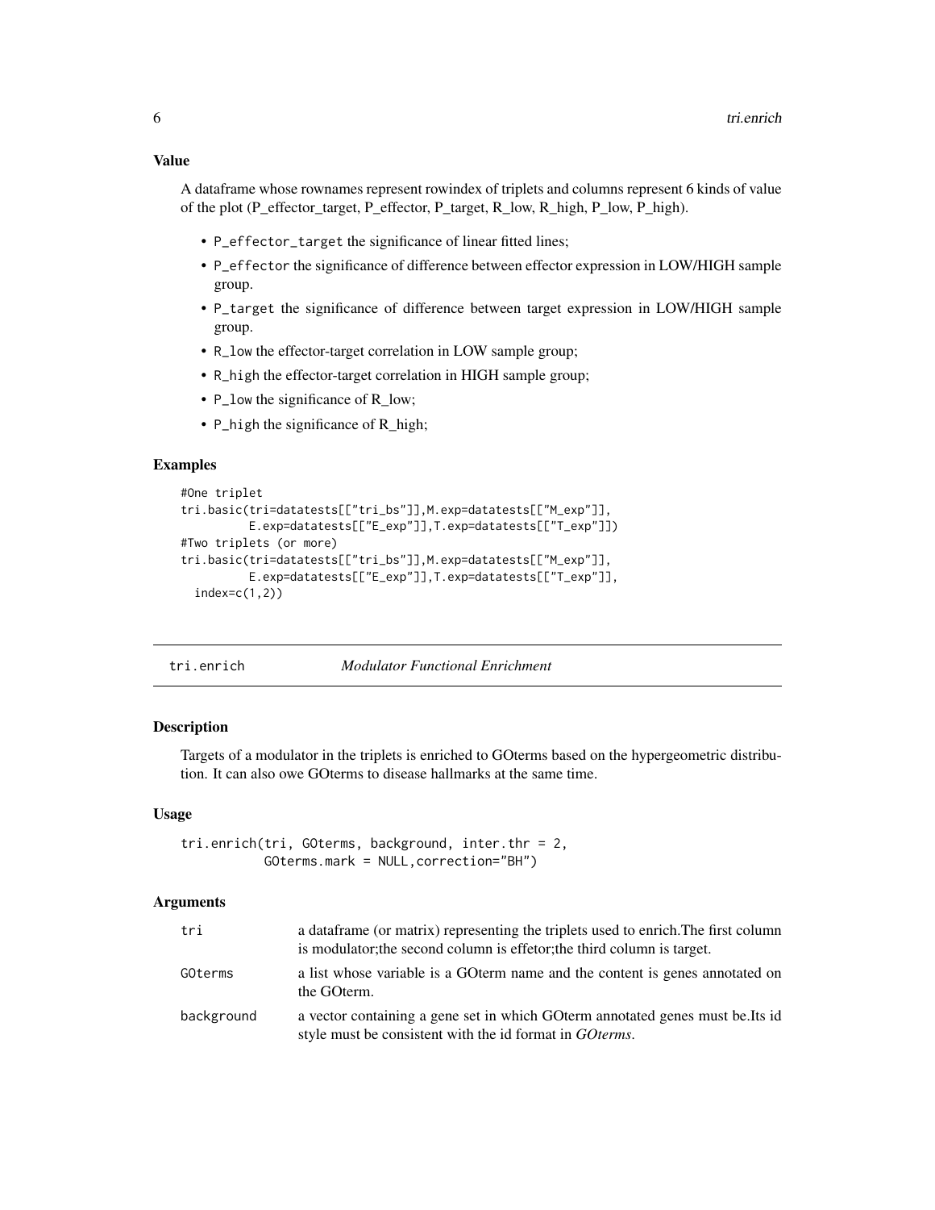### Value

A dataframe whose rownames represent rowindex of triplets and columns represent 6 kinds of value of the plot (P_effector_target, P_effector, P_target, R_low, R_high, P_low, P_high).

- P_effector_target the significance of linear fitted lines;
- P_effector the significance of difference between effector expression in LOW/HIGH sample group.
- P_target the significance of difference between target expression in LOW/HIGH sample group.
- R_low the effector-target correlation in LOW sample group;
- R_high the effector-target correlation in HIGH sample group;
- P_low the significance of R_low;
- P_high the significance of R_high;

### Examples

```
#One triplet
tri.basic(tri=datatests[["tri_bs"]],M.exp=datatests[["M_exp"]],
          E.exp=datatests[["E_exp"]],T.exp=datatests[["T_exp"]])
#Two triplets (or more)
tri.basic(tri=datatests[["tri_bs"]],M.exp=datatests[["M_exp"]],
          E.exp=datatests[["E_exp"]],T.exp=datatests[["T_exp"]],
  index=c(1,2))
```

---

## tri.enrich *Modulator Functional Enrichment*

### Description

Targets of a modulator in the triplets is enriched to GOterms based on the hypergeometric distribution. It can also owe GOterms to disease hallmarks at the same time.

### Usage

```
tri.enrich(tri, GOterms, background, inter.thr = 2,
           GOterms.mark = NULL,correction="BH")
```

### Arguments

| | |
|---|---|
| tri | a dataframe (or matrix) representing the triplets used to enrich.The first column is modulator;the second column is effetor;the third column is target. |
| GOterms | a list whose variable is a GOterm name and the content is genes annotated on the GOterm. |
| background | a vector containing a gene set in which GOterm annotated genes must be.Its id style must be consistent with the id format in *GOterms*. |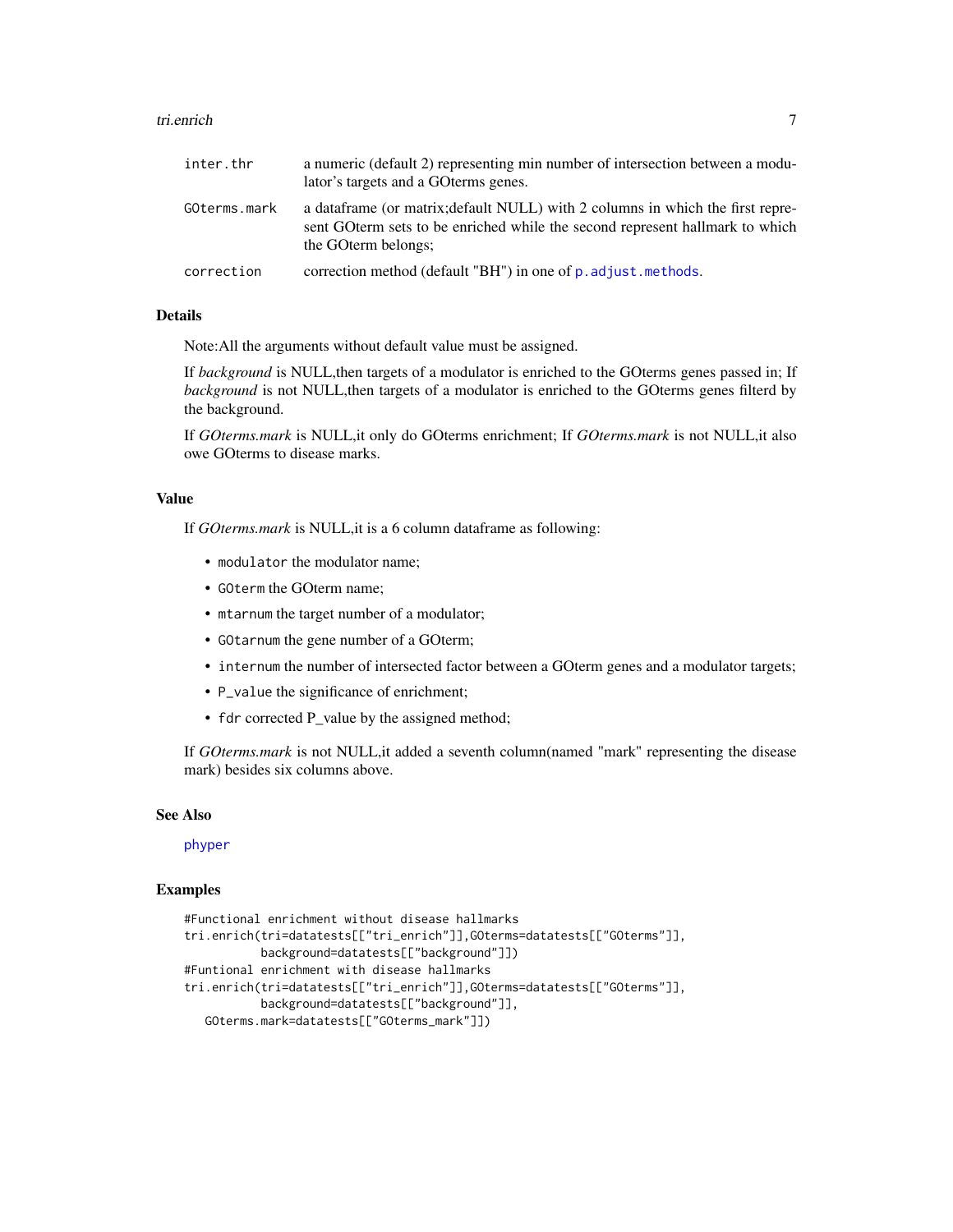| | |
|---|---|
| inter.thr | a numeric (default 2) representing min number of intersection between a modulator's targets and a GOterms genes. |
| GOterms.mark | a dataframe (or matrix;default NULL) with 2 columns in which the first represent GOterm sets to be enriched while the second represent hallmark to which the GOterm belongs; |
| correction | correction method (default "BH") in one of p.adjust.methods. |

### Details

Note:All the arguments without default value must be assigned.

If *background* is NULL,then targets of a modulator is enriched to the GOterms genes passed in; If *background* is not NULL,then targets of a modulator is enriched to the GOterms genes filterd by the background.

If *GOterms.mark* is NULL,it only do GOterms enrichment; If *GOterms.mark* is not NULL,it also owe GOterms to disease marks.

### Value

If *GOterms.mark* is NULL,it is a 6 column dataframe as following:

- `modulator` the modulator name;
- `GOterm` the GOterm name;
- `mtarnum` the target number of a modulator;
- `GOtarnum` the gene number of a GOterm;
- `internum` the number of intersected factor between a GOterm genes and a modulator targets;
- `P_value` the significance of enrichment;
- `fdr` corrected P_value by the assigned method;

If *GOterms.mark* is not NULL,it added a seventh column(named "mark" representing the disease mark) besides six columns above.

### See Also

phyper

### Examples

```
#Functional enrichment without disease hallmarks
tri.enrich(tri=datatests[["tri_enrich"]],GOterms=datatests[["GOterms"]],
           background=datatests[["background"]])
#Funtional enrichment with disease hallmarks
tri.enrich(tri=datatests[["tri_enrich"]],GOterms=datatests[["GOterms"]],
           background=datatests[["background"]],
   GOterms.mark=datatests[["GOterms_mark"]])
```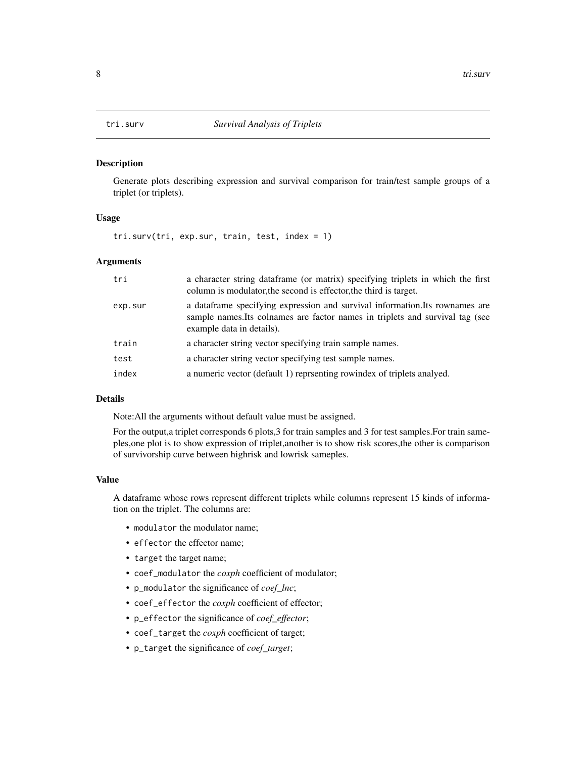## tri.surv *Survival Analysis of Triplets*

### Description

Generate plots describing expression and survival comparison for train/test sample groups of a triplet (or triplets).

### Usage

```
tri.surv(tri, exp.sur, train, test, index = 1)
```

### Arguments

| | |
|---|---|
| tri | a character string dataframe (or matrix) specifying triplets in which the first column is modulator,the second is effector,the third is target. |
| exp.sur | a dataframe specifying expression and survival information.Its rownames are sample names.Its colnames are factor names in triplets and survival tag (see example data in details). |
| train | a character string vector specifying train sample names. |
| test | a character string vector specifying test sample names. |
| index | a numeric vector (default 1) reprsenting rowindex of triplets analyed. |

### Details

Note:All the arguments without default value must be assigned.

For the output,a triplet corresponds 6 plots,3 for train samples and 3 for test samples.For train sameples,one plot is to show expression of triplet,another is to show risk scores,the other is comparison of survivorship curve between highrisk and lowrisk sameples.

### Value

A dataframe whose rows represent different triplets while columns represent 15 kinds of information on the triplet. The columns are:

- `modulator` the modulator name;
- `effector` the effector name;
- `target` the target name;
- `coef_modulator` the *coxph* coefficient of modulator;
- `p_modulator` the significance of *coef_lnc*;
- `coef_effector` the *coxph* coefficient of effector;
- `p_effector` the significance of *coef_effector*;
- `coef_target` the *coxph* coefficient of target;
- `p_target` the significance of *coef_target*;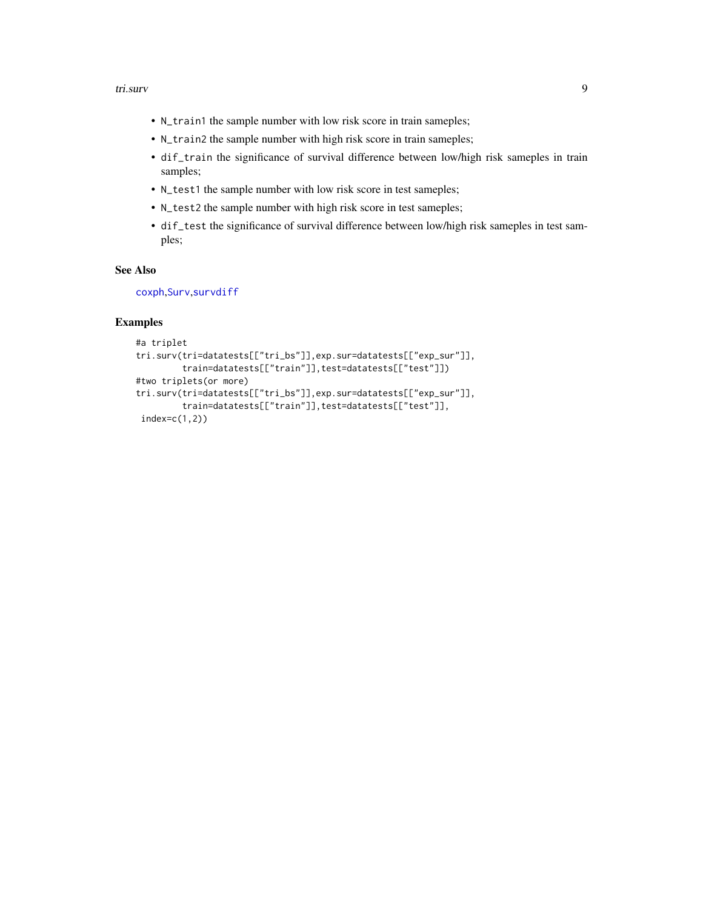- `N_train1` the sample number with low risk score in train sameples;
- `N_train2` the sample number with high risk score in train sameples;
- `dif_train` the significance of survival difference between low/high risk sameples in train samples;
- `N_test1` the sample number with low risk score in test sameples;
- `N_test2` the sample number with high risk score in test sameples;
- `dif_test` the significance of survival difference between low/high risk sameples in test samples;

## See Also

coxph,Surv,survdiff

## Examples

```
#a triplet
tri.surv(tri=datatests[["tri_bs"]],exp.sur=datatests[["exp_sur"]],
         train=datatests[["train"]],test=datatests[["test"]])
#two triplets(or more)
tri.surv(tri=datatests[["tri_bs"]],exp.sur=datatests[["exp_sur"]],
         train=datatests[["train"]],test=datatests[["test"]],
 index=c(1,2))
```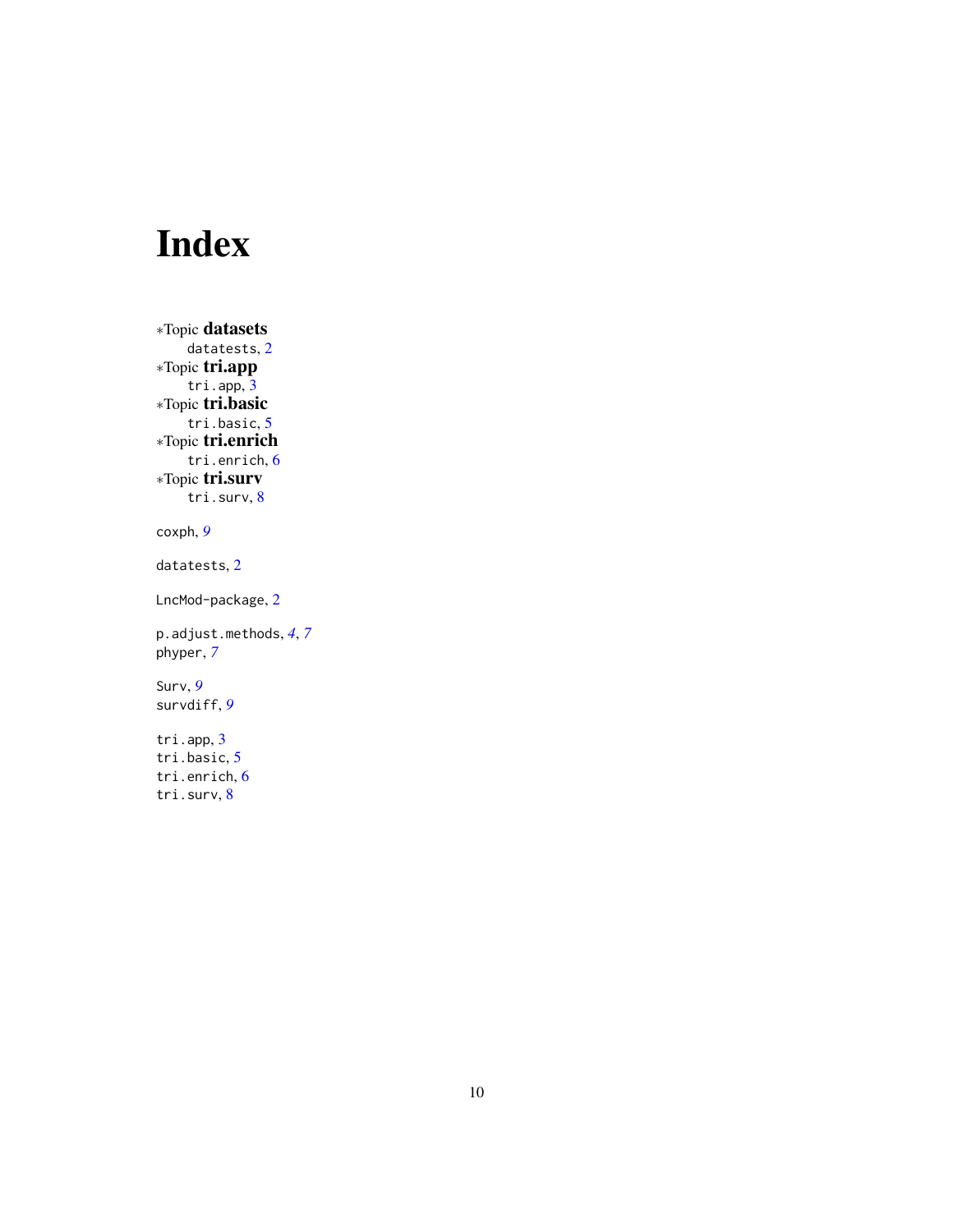# Index

*Topic **datasets**
    datatests, 2
*Topic **tri.app**
    tri.app, 3
*Topic **tri.basic**
    tri.basic, 5
*Topic **tri.enrich**
    tri.enrich, 6
*Topic **tri.surv**
    tri.surv, 8

coxph, *9*

datatests, 2

LncMod-package, 2

p.adjust.methods, *4*, *7*
phyper, *7*

Surv, *9*
survdiff, *9*

tri.app, 3
tri.basic, 5
tri.enrich, 6
tri.surv, 8